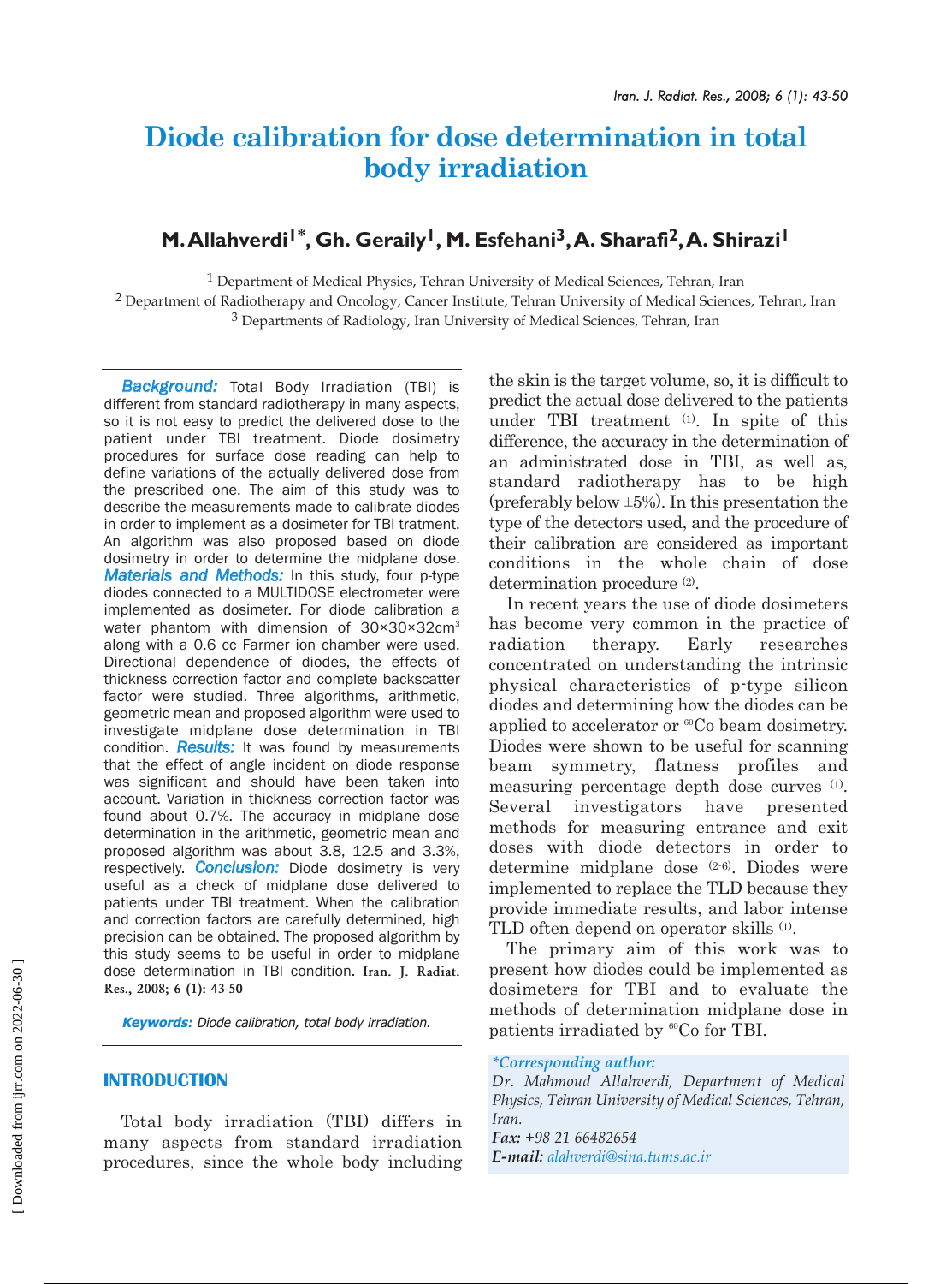# Diode calibration for dose determination in total body irradiation

## M. Allahverdi[1*], Gh. Geraily[1], M. Esfehani[3], A. Sharafi[2], A. Shirazi[1]

[1] Department of Medical Physics, Tehran University of Medical Sciences, Tehran, Iran
[2] Department of Radiotherapy and Oncology, Cancer Institute, Tehran University of Medical Sciences, Tehran, Iran
[3] Departments of Radiology, Iran University of Medical Sciences, Tehran, Iran

***Background:*** Total Body Irradiation (TBI) is different from standard radiotherapy in many aspects, so it is not easy to predict the delivered dose to the patient under TBI treatment. Diode dosimetry procedures for surface dose reading can help to define variations of the actually delivered dose from the prescribed one. The aim of this study was to describe the measurements made to calibrate diodes in order to implement as a dosimeter for TBI tratment. An algorithm was also proposed based on diode dosimetry in order to determine the midplane dose. ***Materials and Methods:*** In this study, four p-type diodes connected to a MULTIDOSE electrometer were implemented as dosimeter. For diode calibration a water phantom with dimension of 30×30×32cm$^3$ along with a 0.6 cc Farmer ion chamber were used. Directional dependence of diodes, the effects of thickness correction factor and complete backscatter factor were studied. Three algorithms, arithmetic, geometric mean and proposed algorithm were used to investigate midplane dose determination in TBI condition. ***Results:*** It was found by measurements that the effect of angle incident on diode response was significant and should have been taken into account. Variation in thickness correction factor was found about 0.7%. The accuracy in midplane dose determination in the arithmetic, geometric mean and proposed algorithm was about 3.8, 12.5 and 3.3%, respectively. ***Conclusion:*** Diode dosimetry is very useful as a check of midplane dose delivered to patients under TBI treatment. When the calibration and correction factors are carefully determined, high precision can be obtained. The proposed algorithm by this study seems to be useful in order to midplane dose determination in TBI condition. **Iran. J. Radiat. Res., 2008; 6 (1): 43-50**

***Keywords:*** *Diode calibration, total body irradiation.*

## INTRODUCTION

Total body irradiation (TBI) differs in many aspects from standard irradiation procedures, since the whole body including the skin is the target volume, so, it is difficult to predict the actual dose delivered to the patients under TBI treatment [(1)]. In spite of this difference, the accuracy in the determination of an administrated dose in TBI, as well as, standard radiotherapy has to be high (preferably below ±5%). In this presentation the type of the detectors used, and the procedure of their calibration are considered as important conditions in the whole chain of dose determination procedure [(2)].

In recent years the use of diode dosimeters has become very common in the practice of radiation therapy. Early researches concentrated on understanding the intrinsic physical characteristics of p-type silicon diodes and determining how the diodes can be applied to accelerator or $^{60}$Co beam dosimetry. Diodes were shown to be useful for scanning beam symmetry, flatness profiles and measuring percentage depth dose curves [(1)]. Several investigators have presented methods for measuring entrance and exit doses with diode detectors in order to determine midplane dose [(2-6)]. Diodes were implemented to replace the TLD because they provide immediate results, and labor intense TLD often depend on operator skills [(1)].

The primary aim of this work was to present how diodes could be implemented as dosimeters for TBI and to evaluate the methods of determination midplane dose in patients irradiated by $^{60}$Co for TBI.

***Corresponding author:***
*Dr. Mahmoud Allahverdi, Department of Medical Physics, Tehran University of Medical Sciences, Tehran, Iran.*
***Fax:*** *+98 21 66482654*
***E-mail:*** *alahverdi@sina.tums.ac.ir*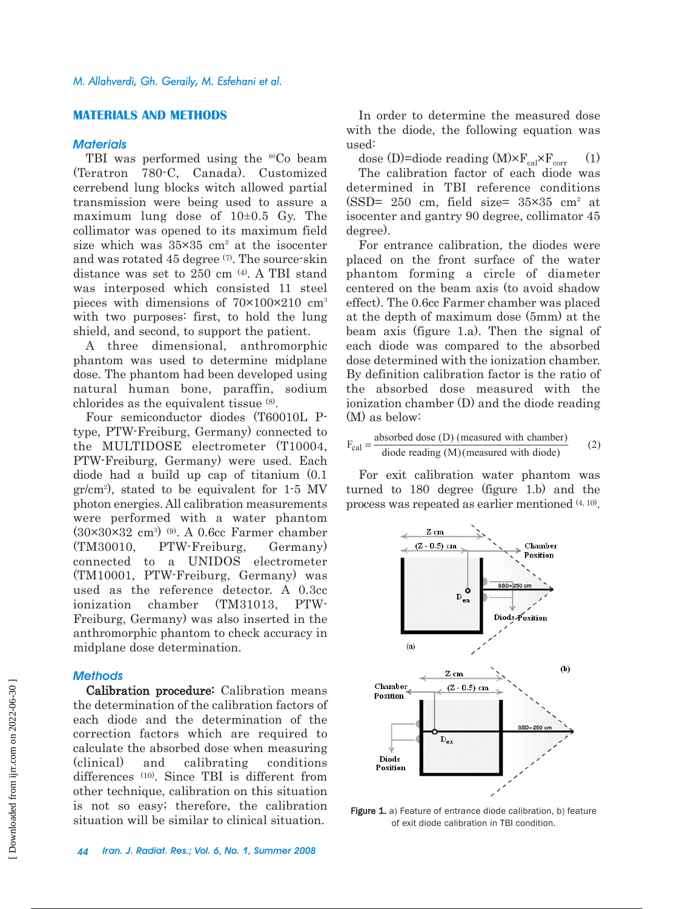## MATERIALS AND METHODS

### *Materials*

TBI was performed using the $^{60}$Co beam (Teratron 780-C, Canada). Customized cerrebend lung blocks witch allowed partial transmission were being used to assure a maximum lung dose of 10±0.5 Gy. The collimator was opened to its maximum field size which was 35×35 cm$^2$ at the isocenter and was rotated 45 degree [7]. The source-skin distance was set to 250 cm [4]. A TBI stand was interposed which consisted 11 steel pieces with dimensions of 70×100×210 cm$^3$ with two purposes: first, to hold the lung shield, and second, to support the patient.

A three dimensional, anthromorphic phantom was used to determine midplane dose. The phantom had been developed using natural human bone, paraffin, sodium chlorides as the equivalent tissue [8].

Four semiconductor diodes (T60010L P-type, PTW-Freiburg, Germany) connected to the MULTIDOSE electrometer (T10004, PTW-Freiburg, Germany) were used. Each diode had a build up cap of titanium (0.1 gr/cm$^2$), stated to be equivalent for 1-5 MV photon energies. All calibration measurements were performed with a water phantom (30×30×32 cm$^3$) [9]. A 0.6cc Farmer chamber (TM30010, PTW-Freiburg, Germany) connected to a UNIDOS electrometer (TM10001, PTW-Freiburg, Germany) was used as the reference detector. A 0.3cc ionization chamber (TM31013, PTW-Freiburg, Germany) was also inserted in the anthromorphic phantom to check accuracy in midplane dose determination.

### *Methods*

**Calibration procedure:** Calibration means the determination of the calibration factors of each diode and the determination of the correction factors which are required to calculate the absorbed dose when measuring (clinical) and calibrating conditions differences [10]. Since TBI is different from other technique, calibration on this situation is not so easy; therefore, the calibration situation will be similar to clinical situation.

In order to determine the measured dose with the diode, the following equation was used:

$$\text{dose (D)=diode reading (M)}\times F_{cal}\times F_{corr} \quad (1)$$

The calibration factor of each diode was determined in TBI reference conditions (SSD= 250 cm, field size= 35×35 cm$^2$ at isocenter and gantry 90 degree, collimator 45 degree).

For entrance calibration, the diodes were placed on the front surface of the water phantom forming a circle of diameter centered on the beam axis (to avoid shadow effect). The 0.6cc Farmer chamber was placed at the depth of maximum dose (5mm) at the beam axis (figure 1.a). Then the signal of each diode was compared to the absorbed dose determined with the ionization chamber. By definition calibration factor is the ratio of the absorbed dose measured with the ionization chamber (D) and the diode reading (M) as below:

$$F_{cal} = \frac{\text{absorbed dose (D) (measured with chamber)}}{\text{diode reading (M) (measured with diode)}} \quad (2)$$

For exit calibration water phantom was turned to 180 degree (figure 1.b) and the process was repeated as earlier mentioned [4, 10].

Figure 1. a) Feature of entrance diode calibration, b) feature of exit diode calibration in TBI condition.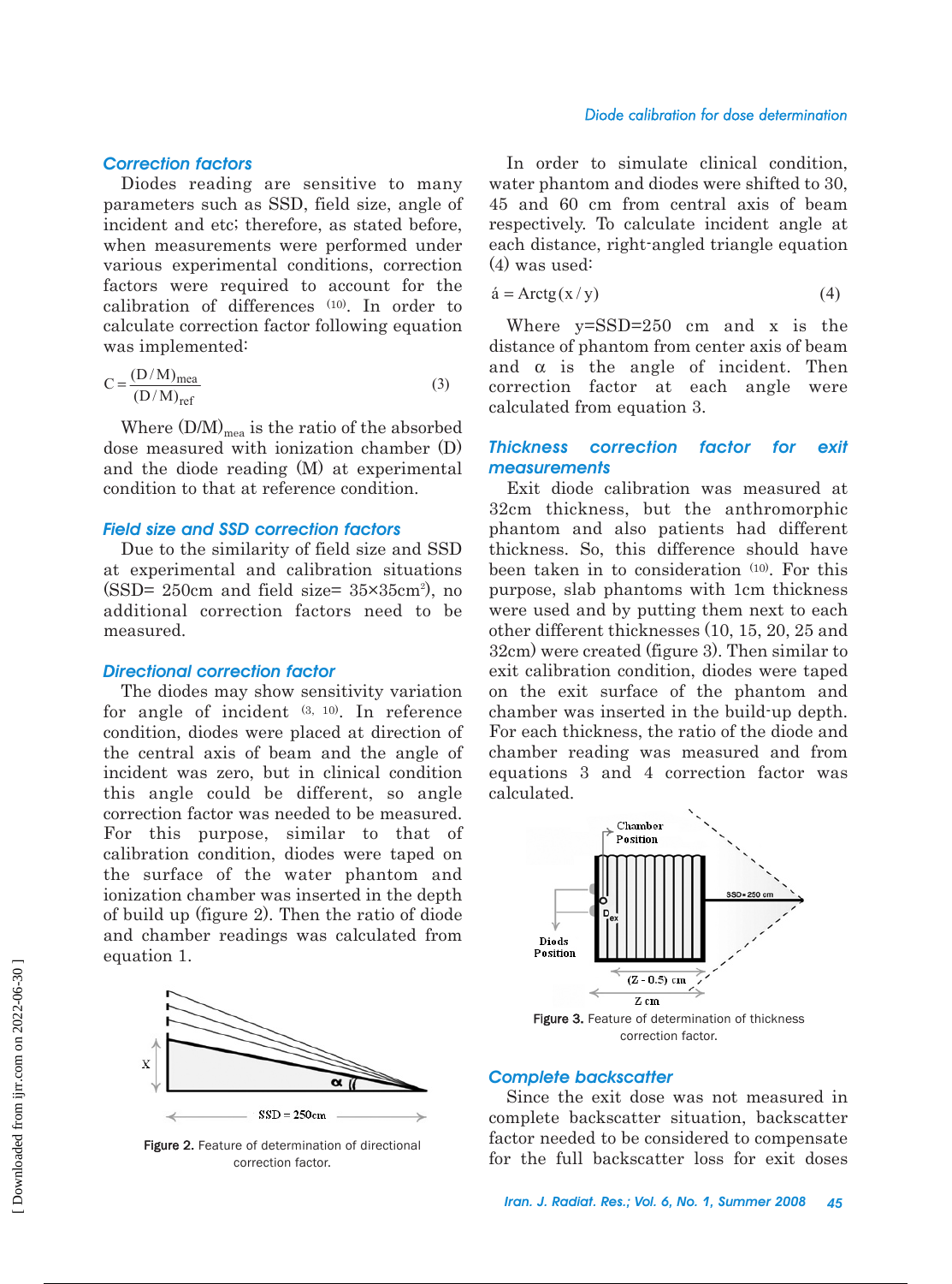### Correction factors

Diodes reading are sensitive to many parameters such as SSD, field size, angle of incident and etc; therefore, as stated before, when measurements were performed under various experimental conditions, correction factors were required to account for the calibration of differences [10]. In order to calculate correction factor following equation was implemented:

$$C = \frac{(D/M)_{mea}}{(D/M)_{ref}} \quad (3)$$

Where $(D/M)_{mea}$ is the ratio of the absorbed dose measured with ionization chamber (D) and the diode reading (M) at experimental condition to that at reference condition.

### Field size and SSD correction factors

Due to the similarity of field size and SSD at experimental and calibration situations (SSD= 250cm and field size= 35×35cm$^2$), no additional correction factors need to be measured.

### Directional correction factor

The diodes may show sensitivity variation for angle of incident [3, 10]. In reference condition, diodes were placed at direction of the central axis of beam and the angle of incident was zero, but in clinical condition this angle could be different, so angle correction factor was needed to be measured. For this purpose, similar to that of calibration condition, diodes were taped on the surface of the water phantom and ionization chamber was inserted in the depth of build up (figure 2). Then the ratio of diode and chamber readings was calculated from equation 1.

Figure 2. Feature of determination of directional correction factor.

In order to simulate clinical condition, water phantom and diodes were shifted to 30, 45 and 60 cm from central axis of beam respectively. To calculate incident angle at each distance, right-angled triangle equation (4) was used:

$$\acute{a} = \text{Arctg}(x/y) \quad (4)$$

Where y=SSD=250 cm and x is the distance of phantom from center axis of beam and $\alpha$ is the angle of incident. Then correction factor at each angle were calculated from equation 3.

### Thickness correction factor for exit measurements

Exit diode calibration was measured at 32cm thickness, but the anthromorphic phantom and also patients had different thickness. So, this difference should have been taken in to consideration [10]. For this purpose, slab phantoms with 1cm thickness were used and by putting them next to each other different thicknesses (10, 15, 20, 25 and 32cm) were created (figure 3). Then similar to exit calibration condition, diodes were taped on the exit surface of the phantom and chamber was inserted in the build-up depth. For each thickness, the ratio of the diode and chamber reading was measured and from equations 3 and 4 correction factor was calculated.

Figure 3. Feature of determination of thickness correction factor.

### Complete backscatter

Since the exit dose was not measured in complete backscatter situation, backscatter factor needed to be considered to compensate for the full backscatter loss for exit doses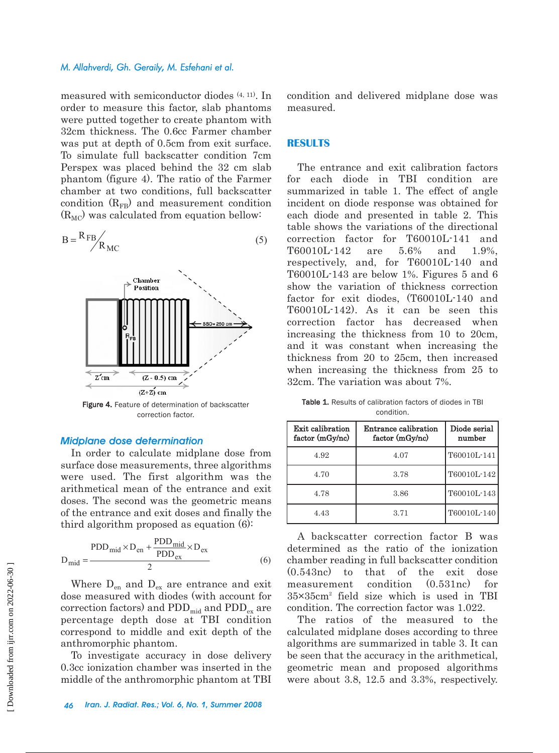measured with semiconductor diodes [4, 11]. In order to measure this factor, slab phantoms were putted together to create phantom with 32cm thickness. The 0.6cc Farmer chamber was put at depth of 0.5cm from exit surface. To simulate full backscatter condition 7cm Perspex was placed behind the 32 cm slab phantom (figure 4). The ratio of the Farmer chamber at two conditions, full backscatter condition ($R_{FB}$) and measurement condition ($R_{MC}$) was calculated from equation bellow:

$$B = {}^{R_{FB}}\!/_{R_{MC}} \tag{5}$$

Figure 4. Feature of determination of backscatter correction factor.

### *Midplane dose determination*

In order to calculate midplane dose from surface dose measurements, three algorithms were used. The first algorithm was the arithmetical mean of the entrance and exit doses. The second was the geometric means of the entrance and exit doses and finally the third algorithm proposed as equation (6):

$$D_{mid} = \frac{PDD_{mid} \times D_{en} + \frac{PDD_{mid}}{PDD_{ex}} \times D_{ex}}{2} \tag{6}$$

Where $D_{en}$ and $D_{ex}$ are entrance and exit dose measured with diodes (with account for correction factors) and $PDD_{mid}$ and $PDD_{ex}$ are percentage depth dose at TBI condition correspond to middle and exit depth of the anthromorphic phantom.

To investigate accuracy in dose delivery 0.3cc ionization chamber was inserted in the middle of the anthromorphic phantom at TBI condition and delivered midplane dose was measured.

## RESULTS

The entrance and exit calibration factors for each diode in TBI condition are summarized in table 1. The effect of angle incident on diode response was obtained for each diode and presented in table 2. This table shows the variations of the directional correction factor for T60010L-141 and T60010L-142 are 5.6% and 1.9%, respectively, and, for T60010L-140 and T60010L-143 are below 1%. Figures 5 and 6 show the variation of thickness correction factor for exit diodes, (T60010L-140 and T60010L-142). As it can be seen this correction factor has decreased when increasing the thickness from 10 to 20cm, and it was constant when increasing the thickness from 20 to 25cm, then increased when increasing the thickness from 25 to 32cm. The variation was about 7%.

**Table 1.** Results of calibration factors of diodes in TBI condition.

| Exit calibration factor (mGy/nc) | Entrance calibration factor (mGy/nc) | Diode serial number |
|---|---|---|
| 4.92 | 4.07 | T60010L-141 |
| 4.70 | 3.78 | T60010L-142 |
| 4.78 | 3.86 | T60010L-143 |
| 4.43 | 3.71 | T60010L-140 |

A backscatter correction factor B was determined as the ratio of the ionization chamber reading in full backscatter condition (0.543nc) to that of the exit dose measurement condition (0.531nc) for 35×35cm$^2$ field size which is used in TBI condition. The correction factor was 1.022.

The ratios of the measured to the calculated midplane doses according to three algorithms are summarized in table 3. It can be seen that the accuracy in the arithmetical, geometric mean and proposed algorithms were about 3.8, 12.5 and 3.3%, respectively.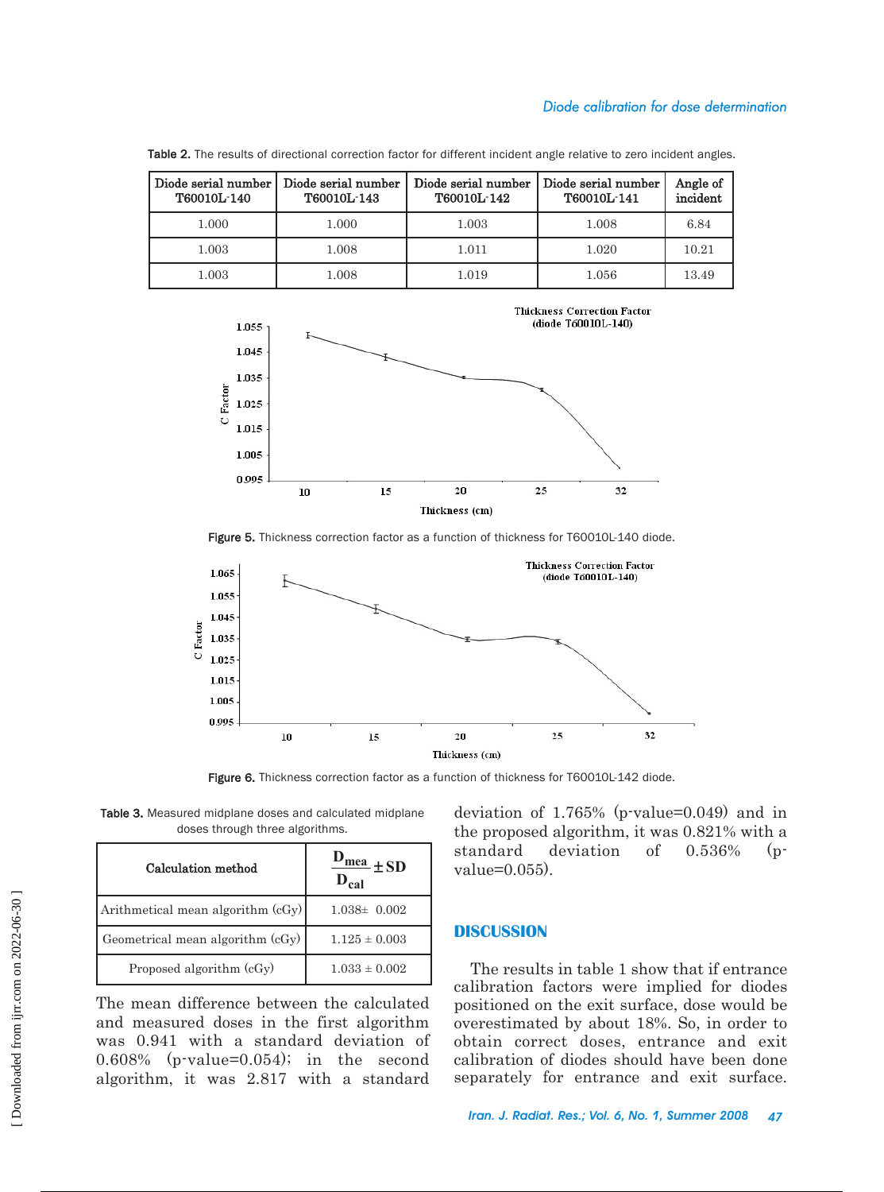Table 2. The results of directional correction factor for different incident angle relative to zero incident angles.

| Diode serial number T60010L-140 | Diode serial number T60010L-143 | Diode serial number T60010L-142 | Diode serial number T60010L-141 | Angle of incident |
|---|---|---|---|---|
| 1.000 | 1.000 | 1.003 | 1.008 | 6.84 |
| 1.003 | 1.008 | 1.011 | 1.020 | 10.21 |
| 1.003 | 1.008 | 1.019 | 1.056 | 13.49 |

Figure 5. Thickness correction factor as a function of thickness for T60010L-140 diode.

Figure 6. Thickness correction factor as a function of thickness for T60010L-142 diode.

Table 3. Measured midplane doses and calculated midplane doses through three algorithms.

| Calculation method | $\frac{D_{mea}}{D_{cal}} \pm SD$ |
|---|---|
| Arithmetical mean algorithm (cGy) | 1.038± 0.002 |
| Geometrical mean algorithm (cGy) | 1.125 ± 0.003 |
| Proposed algorithm (cGy) | 1.033 ± 0.002 |

The mean difference between the calculated and measured doses in the first algorithm was 0.941 with a standard deviation of 0.608% (p-value=0.054); in the second algorithm, it was 2.817 with a standard deviation of 1.765% (p-value=0.049) and in the proposed algorithm, it was 0.821% with a standard deviation of 0.536% (p-value=0.055).

## DISCUSSION

The results in table 1 show that if entrance calibration factors were implied for diodes positioned on the exit surface, dose would be overestimated by about 18%. So, in order to obtain correct doses, entrance and exit calibration of diodes should have been done separately for entrance and exit surface.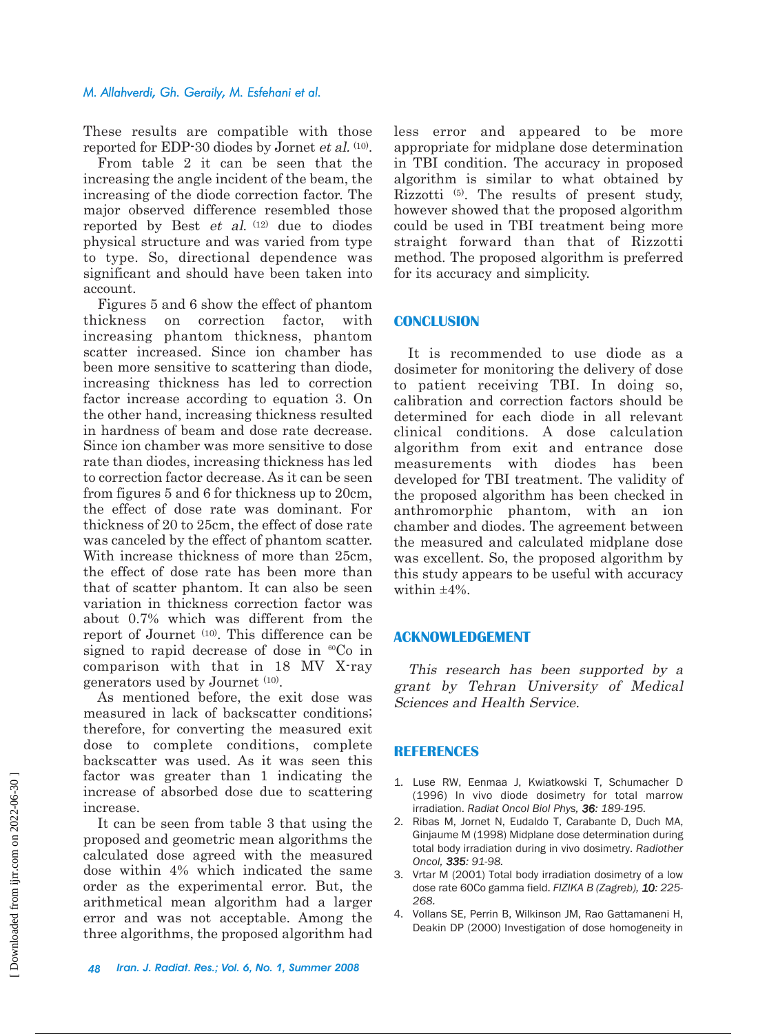These results are compatible with those reported for EDP-30 diodes by Jornet *et al.* [10].

From table 2 it can be seen that the increasing the angle incident of the beam, the increasing of the diode correction factor. The major observed difference resembled those reported by Best *et al.* [12] due to diodes physical structure and was varied from type to type. So, directional dependence was significant and should have been taken into account.

Figures 5 and 6 show the effect of phantom thickness on correction factor, with increasing phantom thickness, phantom scatter increased. Since ion chamber has been more sensitive to scattering than diode, increasing thickness has led to correction factor increase according to equation 3. On the other hand, increasing thickness resulted in hardness of beam and dose rate decrease. Since ion chamber was more sensitive to dose rate than diodes, increasing thickness has led to correction factor decrease. As it can be seen from figures 5 and 6 for thickness up to 20cm, the effect of dose rate was dominant. For thickness of 20 to 25cm, the effect of dose rate was canceled by the effect of phantom scatter. With increase thickness of more than 25cm, the effect of dose rate has been more than that of scatter phantom. It can also be seen variation in thickness correction factor was about 0.7% which was different from the report of Journet [10]. This difference can be signed to rapid decrease of dose in $^{60}$Co in comparison with that in 18 MV X-ray generators used by Journet [10].

As mentioned before, the exit dose was measured in lack of backscatter conditions; therefore, for converting the measured exit dose to complete conditions, complete backscatter was used. As it was seen this factor was greater than 1 indicating the increase of absorbed dose due to scattering increase.

It can be seen from table 3 that using the proposed and geometric mean algorithms the calculated dose agreed with the measured dose within 4% which indicated the same order as the experimental error. But, the arithmetical mean algorithm had a larger error and was not acceptable. Among the three algorithms, the proposed algorithm had less error and appeared to be more appropriate for midplane dose determination in TBI condition. The accuracy in proposed algorithm is similar to what obtained by Rizzotti [5]. The results of present study, however showed that the proposed algorithm could be used in TBI treatment being more straight forward than that of Rizzotti method. The proposed algorithm is preferred for its accuracy and simplicity.

## CONCLUSION

It is recommended to use diode as a dosimeter for monitoring the delivery of dose to patient receiving TBI. In doing so, calibration and correction factors should be determined for each diode in all relevant clinical conditions. A dose calculation algorithm from exit and entrance dose measurements with diodes has been developed for TBI treatment. The validity of the proposed algorithm has been checked in anthromorphic phantom, with an ion chamber and diodes. The agreement between the measured and calculated midplane dose was excellent. So, the proposed algorithm by this study appears to be useful with accuracy within ±4%.

## ACKNOWLEDGEMENT

*This research has been supported by a grant by Tehran University of Medical Sciences and Health Service.*

## REFERENCES

1. Luse RW, Eenmaa J, Kwiatkowski T, Schumacher D (1996) In vivo diode dosimetry for total marrow irradiation. *Radiat Oncol Biol Phys,* ***36****: 189-195.*
2. Ribas M, Jornet N, Eudaldo T, Carabante D, Duch MA, Ginjaume M (1998) Midplane dose determination during total body irradiation during in vivo dosimetry. *Radiother Oncol,* ***335****: 91-98.*
3. Vrtar M (2001) Total body irradiation dosimetry of a low dose rate 60Co gamma field. *FIZIKA B (Zagreb),* ***10****: 225-268.*
4. Vollans SE, Perrin B, Wilkinson JM, Rao Gattamaneni H, Deakin DP (2000) Investigation of dose homogeneity in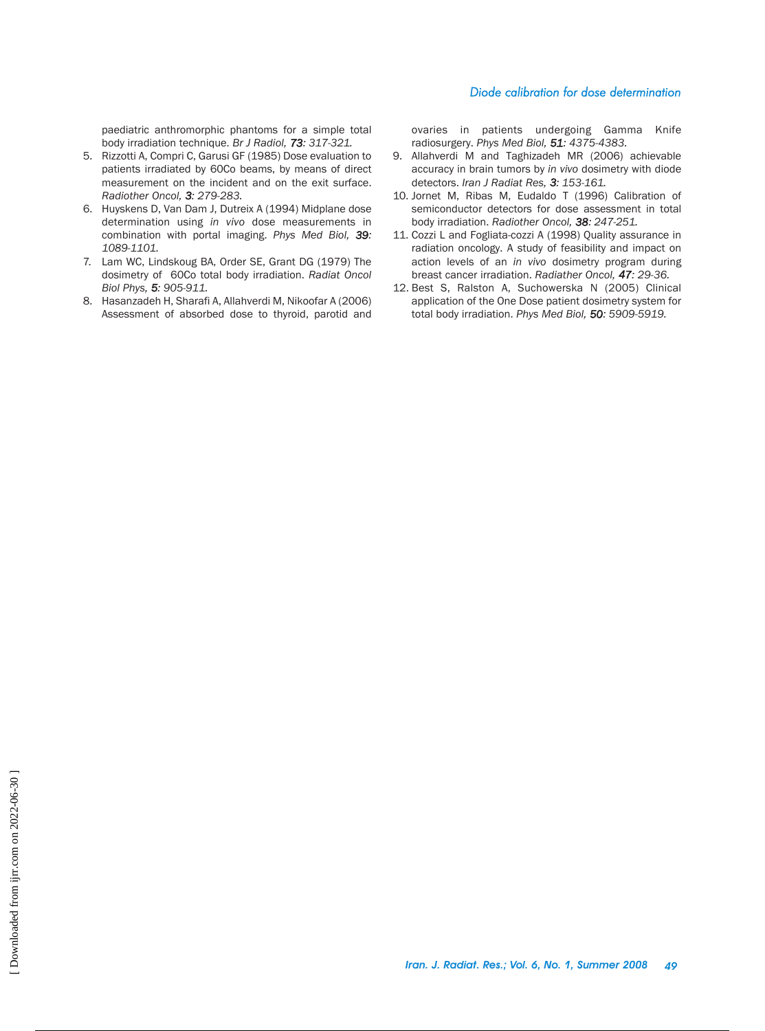paediatric anthromorphic phantoms for a simple total body irradiation technique. *Br J Radiol,* ***73****: 317-321.*

5. Rizzotti A, Compri C, Garusi GF (1985) Dose evaluation to patients irradiated by 60Co beams, by means of direct measurement on the incident and on the exit surface. *Radiother Oncol,* ***3****: 279-283.*
6. Huyskens D, Van Dam J, Dutreix A (1994) Midplane dose determination using *in vivo* dose measurements in combination with portal imaging. *Phys Med Biol,* ***39****: 1089-1101.*
7. Lam WC, Lindskoug BA, Order SE, Grant DG (1979) The dosimetry of 60Co total body irradiation. *Radiat Oncol Biol Phys,* ***5****: 905-911.*
8. Hasanzadeh H, Sharafi A, Allahverdi M, Nikoofar A (2006) Assessment of absorbed dose to thyroid, parotid and ovaries in patients undergoing Gamma Knife radiosurgery. *Phys Med Biol,* ***51****: 4375-4383.*
9. Allahverdi M and Taghizadeh MR (2006) achievable accuracy in brain tumors by *in vivo* dosimetry with diode detectors. *Iran J Radiat Res,* ***3****: 153-161.*
10. Jornet M, Ribas M, Eudaldo T (1996) Calibration of semiconductor detectors for dose assessment in total body irradiation. *Radiother Oncol,* ***38****: 247-251.*
11. Cozzi L and Fogliata-cozzi A (1998) Quality assurance in radiation oncology. A study of feasibility and impact on action levels of an *in vivo* dosimetry program during breast cancer irradiation. *Radiather Oncol,* ***47****: 29-36.*
12. Best S, Ralston A, Suchowerska N (2005) Clinical application of the One Dose patient dosimetry system for total body irradiation. *Phys Med Biol,* ***50****: 5909-5919.*